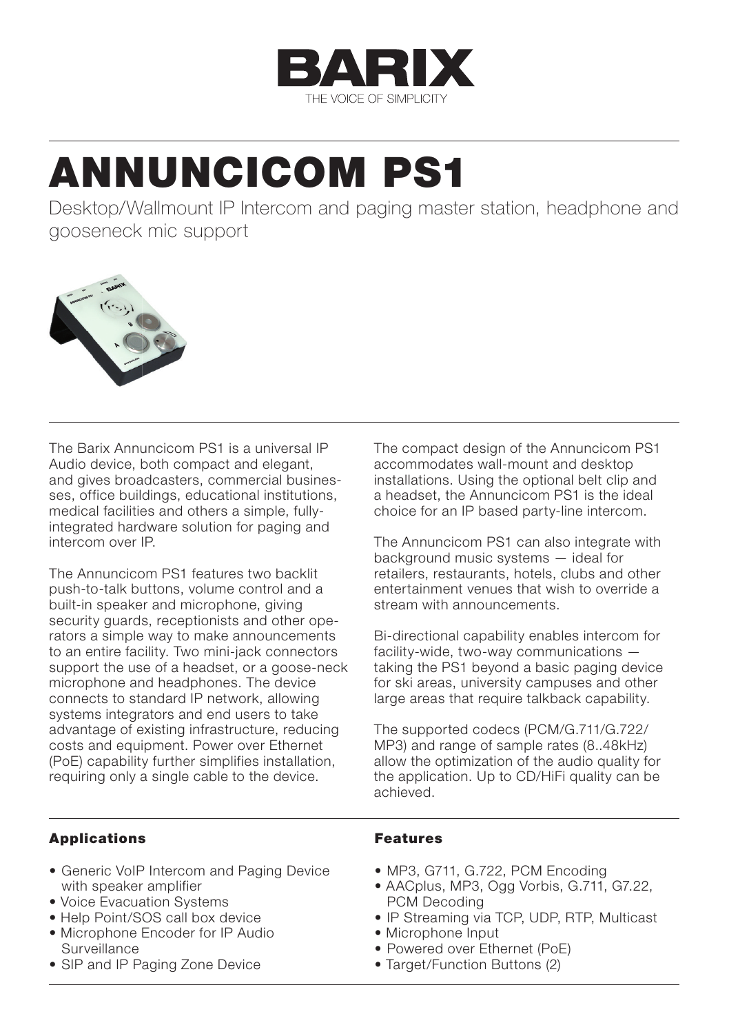BARIX

THE VOICE OF SIMPLICITY

# ANNUNCICOM PS1

Desktop/Wallmount IP Intercom and paging master station, headphone and gooseneck mic support

The Barix Annuncicom PS1 is a universal IP Audio device, both compact and elegant, and gives broadcasters, commercial businesses, office buildings, educational institutions, medical facilities and others a simple, fully-integrated hardware solution for paging and intercom over IP.

The Annuncicom PS1 features two backlit push-to-talk buttons, volume control and a built-in speaker and microphone, giving security guards, receptionists and other operators a simple way to make announcements to an entire facility. Two mini-jack connectors support the use of a headset, or a goose-neck microphone and headphones. The device connects to standard IP network, allowing systems integrators and end users to take advantage of existing infrastructure, reducing costs and equipment. Power over Ethernet (PoE) capability further simplifies installation, requiring only a single cable to the device.

The compact design of the Annuncicom PS1 accommodates wall-mount and desktop installations. Using the optional belt clip and a headset, the Annuncicom PS1 is the ideal choice for an IP based party-line intercom.

The Annuncicom PS1 can also integrate with background music systems — ideal for retailers, restaurants, hotels, clubs and other entertainment venues that wish to override a stream with announcements.

Bi-directional capability enables intercom for facility-wide, two-way communications — taking the PS1 beyond a basic paging device for ski areas, university campuses and other large areas that require talkback capability.

The supported codecs (PCM/G.711/G.722/MP3) and range of sample rates (8..48kHz) allow the optimization of the audio quality for the application. Up to CD/HiFi quality can be achieved.

## Applications

- Generic VoIP Intercom and Paging Device with speaker amplifier
- Voice Evacuation Systems
- Help Point/SOS call box device
- Microphone Encoder for IP Audio Surveillance
- SIP and IP Paging Zone Device

## Features

- MP3, G711, G.722, PCM Encoding
- AACplus, MP3, Ogg Vorbis, G.711, G7.22, PCM Decoding
- IP Streaming via TCP, UDP, RTP, Multicast
- Microphone Input
- Powered over Ethernet (PoE)
- Target/Function Buttons (2)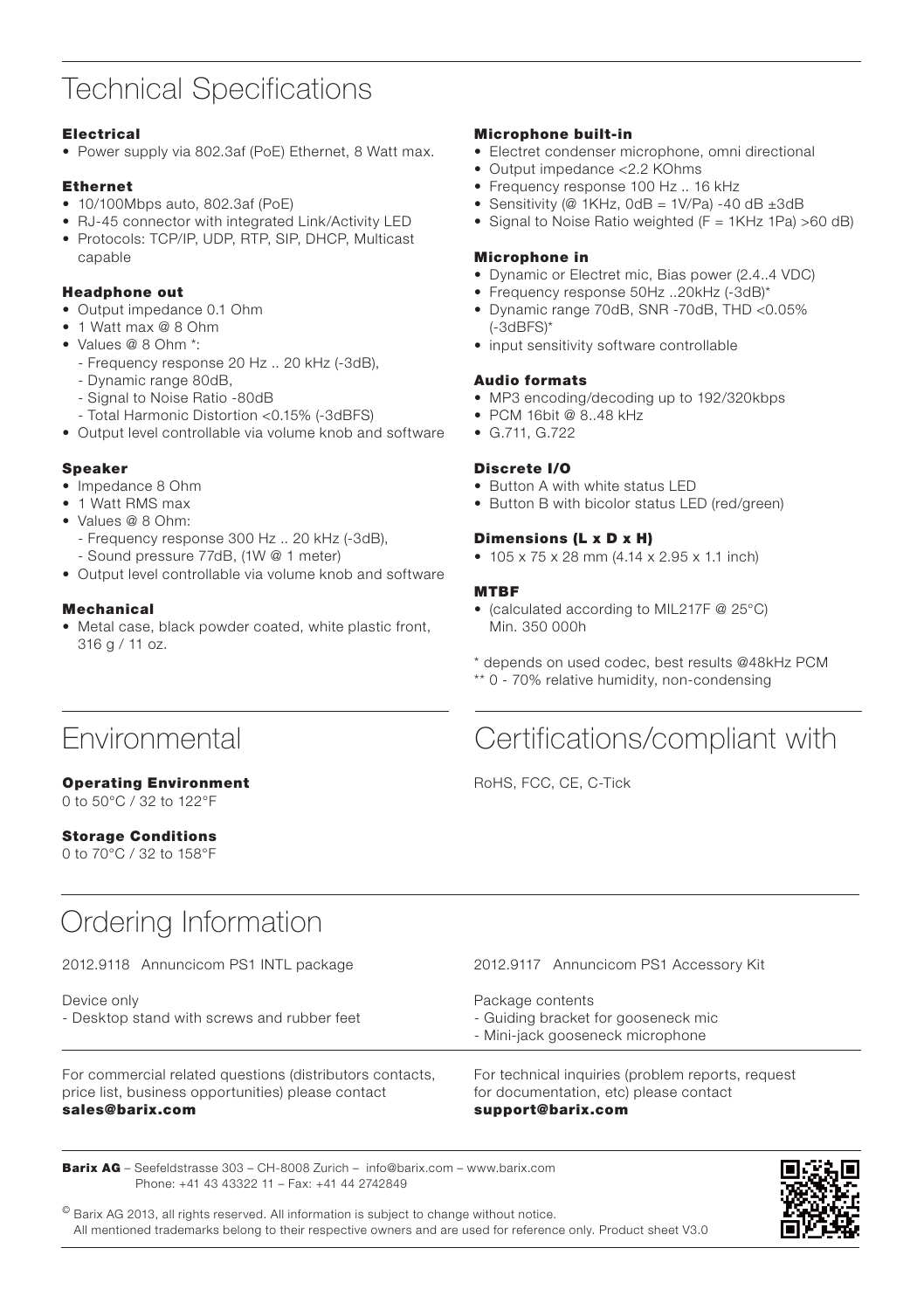# Technical Specifications

### Electrical

- Power supply via 802.3af (PoE) Ethernet, 8 Watt max.

### Ethernet

- 10/100Mbps auto, 802.3af (PoE)
- RJ-45 connector with integrated Link/Activity LED
- Protocols: TCP/IP, UDP, RTP, SIP, DHCP, Multicast capable

### Headphone out

- Output impedance 0.1 Ohm
- 1 Watt max @ 8 Ohm
- Values @ 8 Ohm *:
  - Frequency response 20 Hz .. 20 kHz (-3dB),
  - Dynamic range 80dB,
  - Signal to Noise Ratio -80dB
  - Total Harmonic Distortion <0.15% (-3dBFS)
- Output level controllable via volume knob and software

### Speaker

- Impedance 8 Ohm
- 1 Watt RMS max
- Values @ 8 Ohm:
  - Frequency response 300 Hz .. 20 kHz (-3dB),
  - Sound pressure 77dB, (1W @ 1 meter)
- Output level controllable via volume knob and software

### Mechanical

- Metal case, black powder coated, white plastic front, 316 g / 11 oz.

### Microphone built-in

- Electret condenser microphone, omni directional
- Output impedance <2.2 KOhms
- Frequency response 100 Hz .. 16 kHz
- Sensitivity (@ 1KHz, 0dB = 1V/Pa) -40 dB ±3dB
- Signal to Noise Ratio weighted (F = 1KHz 1Pa) >60 dB)

### Microphone in

- Dynamic or Electret mic, Bias power (2.4..4 VDC)
- Frequency response 50Hz ..20kHz (-3dB)*
- Dynamic range 70dB, SNR -70dB, THD <0.05% (-3dBFS)*
- input sensitivity software controllable

### Audio formats

- MP3 encoding/decoding up to 192/320kbps
- PCM 16bit @ 8..48 kHz
- G.711, G.722

### Discrete I/O

- Button A with white status LED
- Button B with bicolor status LED (red/green)

### Dimensions (L x D x H)

- 105 x 75 x 28 mm (4.14 x 2.95 x 1.1 inch)

### MTBF

- (calculated according to MIL217F @ 25°C) Min. 350 000h

\* depends on used codec, best results @48kHz PCM
\** 0 - 70% relative humidity, non-condensing

# Environmental

### Operating Environment

0 to 50°C / 32 to 122°F

### Storage Conditions

0 to 70°C / 32 to 158°F

# Certifications/compliant with

RoHS, FCC, CE, C-Tick

# Ordering Information

2012.9118 Annuncicom PS1 INTL package

Device only
- Desktop stand with screws and rubber feet

2012.9117 Annuncicom PS1 Accessory Kit

Package contents
- Guiding bracket for gooseneck mic
- Mini-jack gooseneck microphone

For commercial related questions (distributors contacts, price list, business opportunities) please contact **sales@barix.com**

For technical inquiries (problem reports, request for documentation, etc) please contact **support@barix.com**

**Barix AG** – Seefeldstrasse 303 – CH-8008 Zurich – info@barix.com – www.barix.com
Phone: +41 43 43322 11 – Fax: +41 44 2742849

© Barix AG 2013, all rights reserved. All information is subject to change without notice.
All mentioned trademarks belong to their respective owners and are used for reference only. Product sheet V3.0